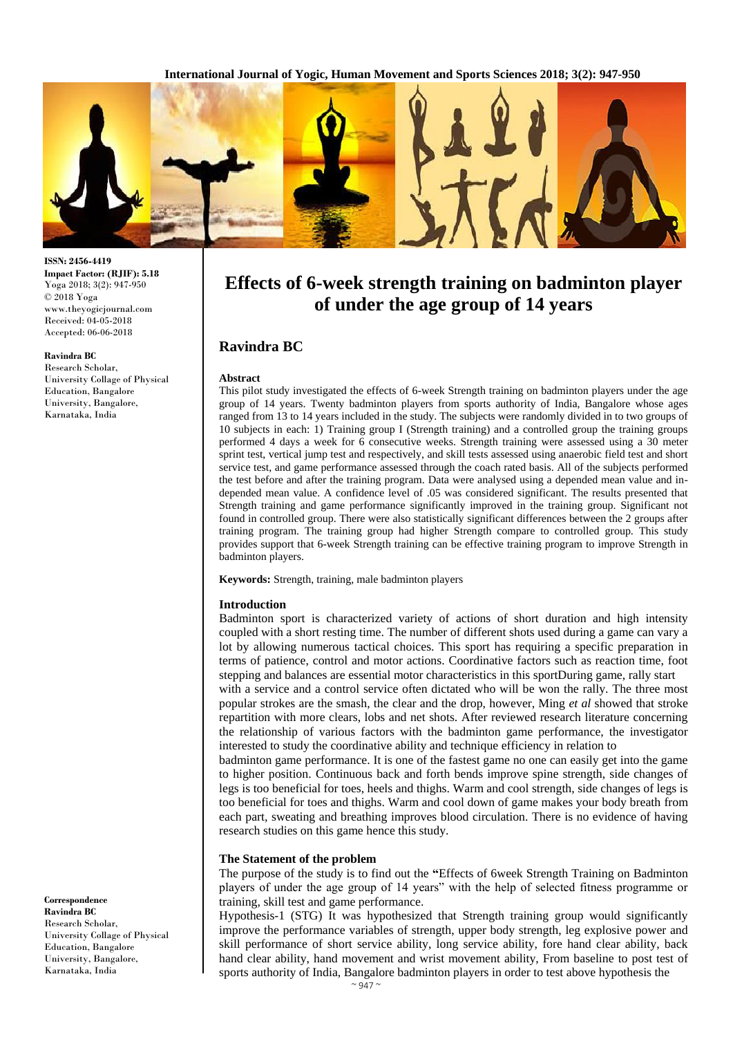**ISSN:** 2456-4419
**Impact Factor: (RJIF):** 5.18
Yoga 2018; 3(2): 947-950
© 2018 Yoga
www.theyogicjournal.com
Received: 04-05-2018
Accepted: 06-06-2018

**Ravindra BC**
Research Scholar, University Collage of Physical Education, Bangalore University, Bangalore, Karnataka, India

**Correspondence**
**Ravindra BC**
Research Scholar, University Collage of Physical Education, Bangalore University, Bangalore, Karnataka, India

# Effects of 6-week strength training on badminton player of under the age group of 14 years

## Ravindra BC

### Abstract

This pilot study investigated the effects of 6-week Strength training on badminton players under the age group of 14 years. Twenty badminton players from sports authority of India, Bangalore whose ages ranged from 13 to 14 years included in the study. The subjects were randomly divided in to two groups of 10 subjects in each: 1) Training group I (Strength training) and a controlled group the training groups performed 4 days a week for 6 consecutive weeks. Strength training were assessed using a 30 meter sprint test, vertical jump test and respectively, and skill tests assessed using anaerobic field test and short service test, and game performance assessed through the coach rated basis. All of the subjects performed the test before and after the training program. Data were analysed using a depended mean value and in-depended mean value. A confidence level of .05 was considered significant. The results presented that Strength training and game performance significantly improved in the training group. Significant not found in controlled group. There were also statistically significant differences between the 2 groups after training program. The training group had higher Strength compare to controlled group. This study provides support that 6-week Strength training can be effective training program to improve Strength in badminton players.

**Keywords:** Strength, training, male badminton players

### Introduction

Badminton sport is characterized variety of actions of short duration and high intensity coupled with a short resting time. The number of different shots used during a game can vary a lot by allowing numerous tactical choices. This sport has requiring a specific preparation in terms of patience, control and motor actions. Coordinative factors such as reaction time, foot stepping and balances are essential motor characteristics in this sportDuring game, rally start with a service and a control service often dictated who will be won the rally. The three most popular strokes are the smash, the clear and the drop, however, Ming *et al* showed that stroke repartition with more clears, lobs and net shots. After reviewed research literature concerning the relationship of various factors with the badminton game performance, the investigator interested to study the coordinative ability and technique efficiency in relation to badminton game performance. It is one of the fastest game no one can easily get into the game to higher position. Continuous back and forth bends improve spine strength, side changes of legs is too beneficial for toes, heels and thighs. Warm and cool strength, side changes of legs is too beneficial for toes and thighs. Warm and cool down of game makes your body breath from each part, sweating and breathing improves blood circulation. There is no evidence of having research studies on this game hence this study.

### The Statement of the problem

The purpose of the study is to find out the **"**Effects of 6week Strength Training on Badminton players of under the age group of 14 years" with the help of selected fitness programme or training, skill test and game performance.

Hypothesis-1 (STG) It was hypothesized that Strength training group would significantly improve the performance variables of strength, upper body strength, leg explosive power and skill performance of short service ability, long service ability, fore hand clear ability, back hand clear ability, hand movement and wrist movement ability, From baseline to post test of sports authority of India, Bangalore badminton players in order to test above hypothesis the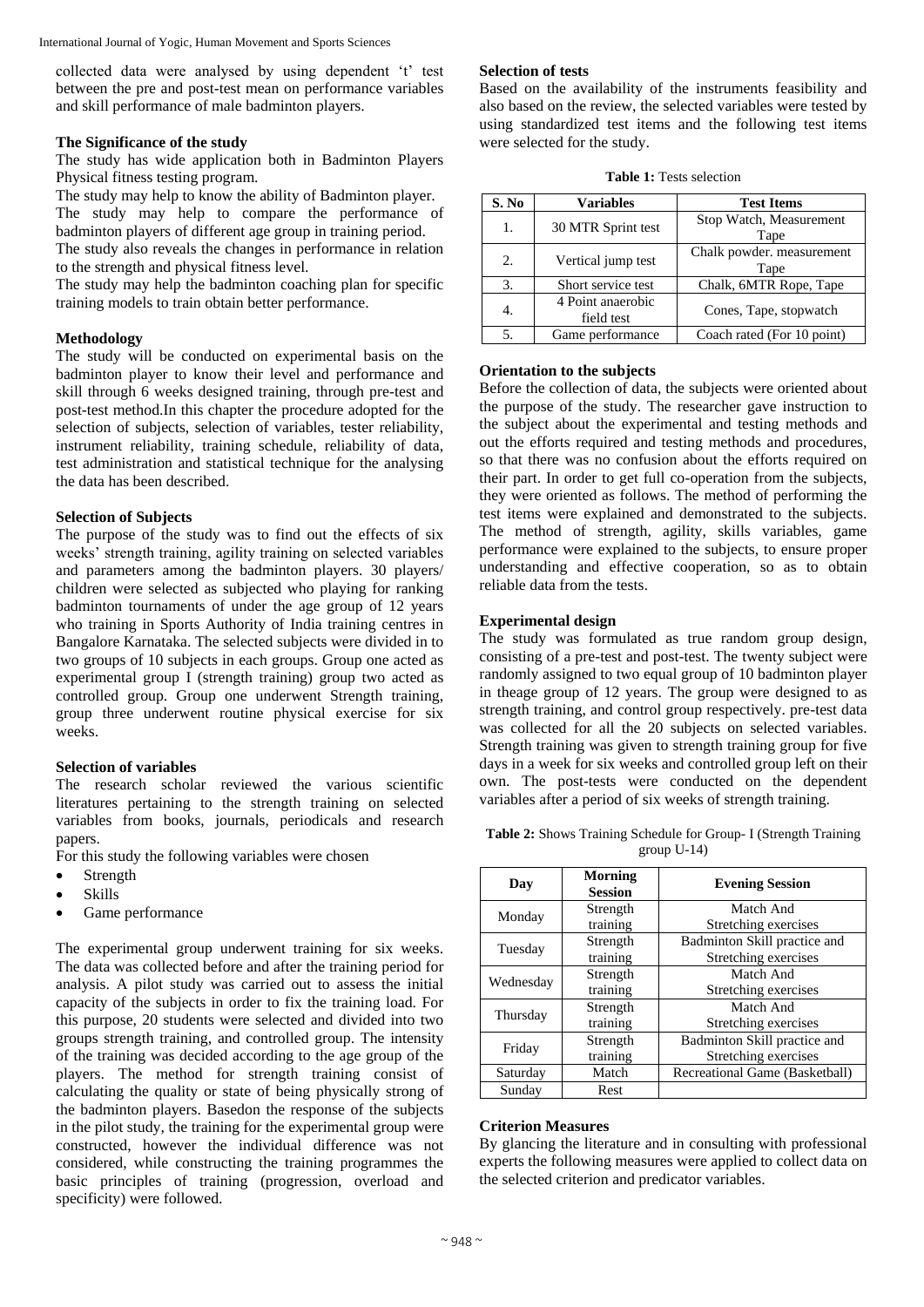collected data were analysed by using dependent 't' test between the pre and post-test mean on performance variables and skill performance of male badminton players.

### The Significance of the study

The study has wide application both in Badminton Players Physical fitness testing program.

The study may help to know the ability of Badminton player.

The study may help to compare the performance of badminton players of different age group in training period.

The study also reveals the changes in performance in relation to the strength and physical fitness level.

The study may help the badminton coaching plan for specific training models to train obtain better performance.

### Methodology

The study will be conducted on experimental basis on the badminton player to know their level and performance and skill through 6 weeks designed training, through pre-test and post-test method.In this chapter the procedure adopted for the selection of subjects, selection of variables, tester reliability, instrument reliability, training schedule, reliability of data, test administration and statistical technique for the analysing the data has been described.

### Selection of Subjects

The purpose of the study was to find out the effects of six weeks' strength training, agility training on selected variables and parameters among the badminton players. 30 players/ children were selected as subjected who playing for ranking badminton tournaments of under the age group of 12 years who training in Sports Authority of India training centres in Bangalore Karnataka. The selected subjects were divided in to two groups of 10 subjects in each groups. Group one acted as experimental group I (strength training) group two acted as controlled group. Group one underwent Strength training, group three underwent routine physical exercise for six weeks.

### Selection of variables

The research scholar reviewed the various scientific literatures pertaining to the strength training on selected variables from books, journals, periodicals and research papers.

For this study the following variables were chosen

- Strength
- Skills
- Game performance

The experimental group underwent training for six weeks. The data was collected before and after the training period for analysis. A pilot study was carried out to assess the initial capacity of the subjects in order to fix the training load. For this purpose, 20 students were selected and divided into two groups strength training, and controlled group. The intensity of the training was decided according to the age group of the players. The method for strength training consist of calculating the quality or state of being physically strong of the badminton players. Basedon the response of the subjects in the pilot study, the training for the experimental group were constructed, however the individual difference was not considered, while constructing the training programmes the basic principles of training (progression, overload and specificity) were followed.

### Selection of tests

Based on the availability of the instruments feasibility and also based on the review, the selected variables were tested by using standardized test items and the following test items were selected for the study.

**Table 1:** Tests selection

| S. No | Variables | Test Items |
|---|---|---|
| 1. | 30 MTR Sprint test | Stop Watch, Measurement Tape |
| 2. | Vertical jump test | Chalk powder. measurement Tape |
| 3. | Short service test | Chalk, 6MTR Rope, Tape |
| 4. | 4 Point anaerobic field test | Cones, Tape, stopwatch |
| 5. | Game performance | Coach rated (For 10 point) |

### Orientation to the subjects

Before the collection of data, the subjects were oriented about the purpose of the study. The researcher gave instruction to the subject about the experimental and testing methods and out the efforts required and testing methods and procedures, so that there was no confusion about the efforts required on their part. In order to get full co-operation from the subjects, they were oriented as follows. The method of performing the test items were explained and demonstrated to the subjects. The method of strength, agility, skills variables, game performance were explained to the subjects, to ensure proper understanding and effective cooperation, so as to obtain reliable data from the tests.

### Experimental design

The study was formulated as true random group design, consisting of a pre-test and post-test. The twenty subject were randomly assigned to two equal group of 10 badminton player in theage group of 12 years. The group were designed to as strength training, and control group respectively. pre-test data was collected for all the 20 subjects on selected variables. Strength training was given to strength training group for five days in a week for six weeks and controlled group left on their own. The post-tests were conducted on the dependent variables after a period of six weeks of strength training.

**Table 2:** Shows Training Schedule for Group- I (Strength Training group U-14)

| Day | Morning Session | Evening Session |
|---|---|---|
| Monday | Strength training | Match And Stretching exercises |
| Tuesday | Strength training | Badminton Skill practice and Stretching exercises |
| Wednesday | Strength training | Match And Stretching exercises |
| Thursday | Strength training | Match And Stretching exercises |
| Friday | Strength training | Badminton Skill practice and Stretching exercises |
| Saturday | Match | Recreational Game (Basketball) |
| Sunday | Rest | |

### Criterion Measures

By glancing the literature and in consulting with professional experts the following measures were applied to collect data on the selected criterion and predicator variables.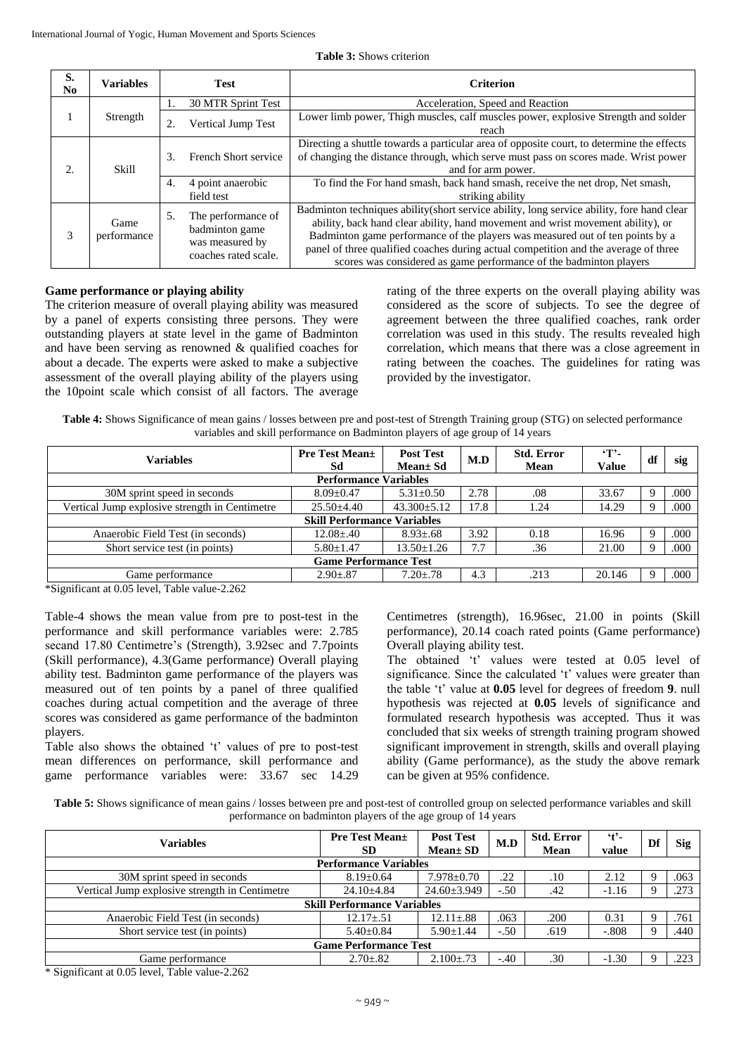**Table 3:** Shows criterion

| S. No | Variables | Test | Criterion |
|---|---|---|---|
| 1 | Strength | 1. 30 MTR Sprint Test | Acceleration, Speed and Reaction |
| | | 2. Vertical Jump Test | Lower limb power, Thigh muscles, calf muscles power, explosive Strength and solder reach |
| 2. | Skill | 3. French Short service | Directing a shuttle towards a particular area of opposite court, to determine the effects of changing the distance through, which serve must pass on scores made. Wrist power and for arm power. |
| | | 4. 4 point anaerobic field test | To find the For hand smash, back hand smash, receive the net drop, Net smash, striking ability |
| 3 | Game performance | 5. The performance of badminton game was measured by coaches rated scale. | Badminton techniques ability(short service ability, long service ability, fore hand clear ability, back hand clear ability, hand movement and wrist movement ability), or Badminton game performance of the players was measured out of ten points by a panel of three qualified coaches during actual competition and the average of three scores was considered as game performance of the badminton players |

## Game performance or playing ability

The criterion measure of overall playing ability was measured by a panel of experts consisting three persons. They were outstanding players at state level in the game of Badminton and have been serving as renowned & qualified coaches for about a decade. The experts were asked to make a subjective assessment of the overall playing ability of the players using the 10point scale which consist of all factors. The average rating of the three experts on the overall playing ability was considered as the score of subjects. To see the degree of agreement between the three qualified coaches, rank order correlation was used in this study. The results revealed high correlation, which means that there was a close agreement in rating between the coaches. The guidelines for rating was provided by the investigator.

**Table 4:** Shows Significance of mean gains / losses between pre and post-test of Strength Training group (STG) on selected performance variables and skill performance on Badminton players of age group of 14 years

| Variables | Pre Test Mean± Sd | Post Test Mean± Sd | M.D | Std. Error Mean | 'T'-Value | df | sig |
|---|---|---|---|---|---|---|---|
| **Performance Variables** | | | | | | | |
| 30M sprint speed in seconds | 8.09±0.47 | 5.31±0.50 | 2.78 | .08 | 33.67 | 9 | .000 |
| Vertical Jump explosive strength in Centimetre | 25.50±4.40 | 43.300±5.12 | 17.8 | 1.24 | 14.29 | 9 | .000 |
| **Skill Performance Variables** | | | | | | | |
| Anaerobic Field Test (in seconds) | 12.08±.40 | 8.93±.68 | 3.92 | 0.18 | 16.96 | 9 | .000 |
| Short service test (in points) | 5.80±1.47 | 13.50±1.26 | 7.7 | .36 | 21.00 | 9 | .000 |
| **Game Performance Test** | | | | | | | |
| Game performance | 2.90±.87 | 7.20±.78 | 4.3 | .213 | 20.146 | 9 | .000 |

*Significant at 0.05 level, Table value-2.262

Table-4 shows the mean value from pre to post-test in the performance and skill performance variables were: 2.785 secand 17.80 Centimetre's (Strength), 3.92sec and 7.7points (Skill performance), 4.3(Game performance) Overall playing ability test. Badminton game performance of the players was measured out of ten points by a panel of three qualified coaches during actual competition and the average of three scores was considered as game performance of the badminton players.

Table also shows the obtained 't' values of pre to post-test mean differences on performance, skill performance and game performance variables were: 33.67 sec 14.29 Centimetres (strength), 16.96sec, 21.00 in points (Skill performance), 20.14 coach rated points (Game performance) Overall playing ability test.

The obtained 't' values were tested at 0.05 level of significance. Since the calculated 't' values were greater than the table 't' value at **0.05** level for degrees of freedom **9**. null hypothesis was rejected at **0.05** levels of significance and formulated research hypothesis was accepted. Thus it was concluded that six weeks of strength training program showed significant improvement in strength, skills and overall playing ability (Game performance), as the study the above remark can be given at 95% confidence.

**Table 5:** Shows significance of mean gains / losses between pre and post-test of controlled group on selected performance variables and skill performance on badminton players of the age group of 14 years

| Variables | Pre Test Mean± SD | Post Test Mean± SD | M.D | Std. Error Mean | 't'-value | Df | Sig |
|---|---|---|---|---|---|---|---|
| **Performance Variables** | | | | | | | |
| 30M sprint speed in seconds | 8.19±0.64 | 7.978±0.70 | .22 | .10 | 2.12 | 9 | .063 |
| Vertical Jump explosive strength in Centimetre | 24.10±4.84 | 24.60±3.949 | -.50 | .42 | -1.16 | 9 | .273 |
| **Skill Performance Variables** | | | | | | | |
| Anaerobic Field Test (in seconds) | 12.17±.51 | 12.11±.88 | .063 | .200 | 0.31 | 9 | .761 |
| Short service test (in points) | 5.40±0.84 | 5.90±1.44 | -.50 | .619 | -.808 | 9 | .440 |
| **Game Performance Test** | | | | | | | |
| Game performance | 2.70±.82 | 2.100±.73 | -.40 | .30 | -1.30 | 9 | .223 |

* Significant at 0.05 level, Table value-2.262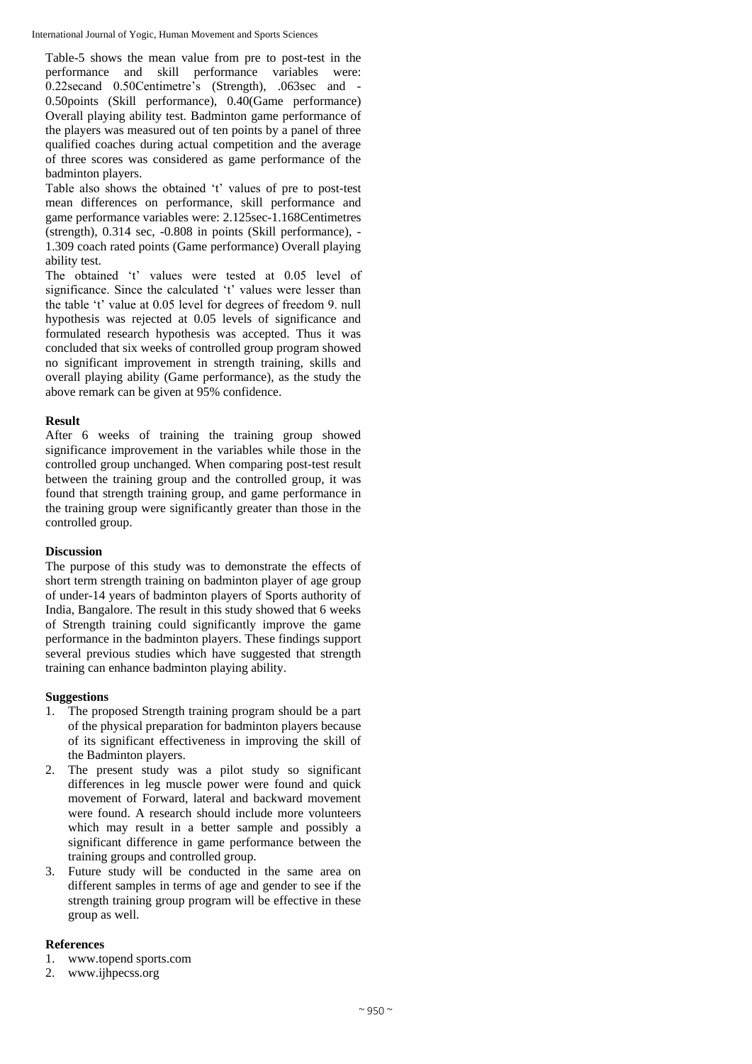Table-5 shows the mean value from pre to post-test in the performance and skill performance variables were: 0.22secand 0.50Centimetre's (Strength), .063sec and -0.50points (Skill performance), 0.40(Game performance) Overall playing ability test. Badminton game performance of the players was measured out of ten points by a panel of three qualified coaches during actual competition and the average of three scores was considered as game performance of the badminton players.

Table also shows the obtained 't' values of pre to post-test mean differences on performance, skill performance and game performance variables were: 2.125sec-1.168Centimetres (strength), 0.314 sec, -0.808 in points (Skill performance), -1.309 coach rated points (Game performance) Overall playing ability test.

The obtained 't' values were tested at 0.05 level of significance. Since the calculated 't' values were lesser than the table 't' value at 0.05 level for degrees of freedom 9. null hypothesis was rejected at 0.05 levels of significance and formulated research hypothesis was accepted. Thus it was concluded that six weeks of controlled group program showed no significant improvement in strength training, skills and overall playing ability (Game performance), as the study the above remark can be given at 95% confidence.

## Result

After 6 weeks of training the training group showed significance improvement in the variables while those in the controlled group unchanged. When comparing post-test result between the training group and the controlled group, it was found that strength training group, and game performance in the training group were significantly greater than those in the controlled group.

## Discussion

The purpose of this study was to demonstrate the effects of short term strength training on badminton player of age group of under-14 years of badminton players of Sports authority of India, Bangalore. The result in this study showed that 6 weeks of Strength training could significantly improve the game performance in the badminton players. These findings support several previous studies which have suggested that strength training can enhance badminton playing ability.

## Suggestions

1. The proposed Strength training program should be a part of the physical preparation for badminton players because of its significant effectiveness in improving the skill of the Badminton players.
2. The present study was a pilot study so significant differences in leg muscle power were found and quick movement of Forward, lateral and backward movement were found. A research should include more volunteers which may result in a better sample and possibly a significant difference in game performance between the training groups and controlled group.
3. Future study will be conducted in the same area on different samples in terms of age and gender to see if the strength training group program will be effective in these group as well.

## References

1. www.topend sports.com
2. www.ijhpecss.org